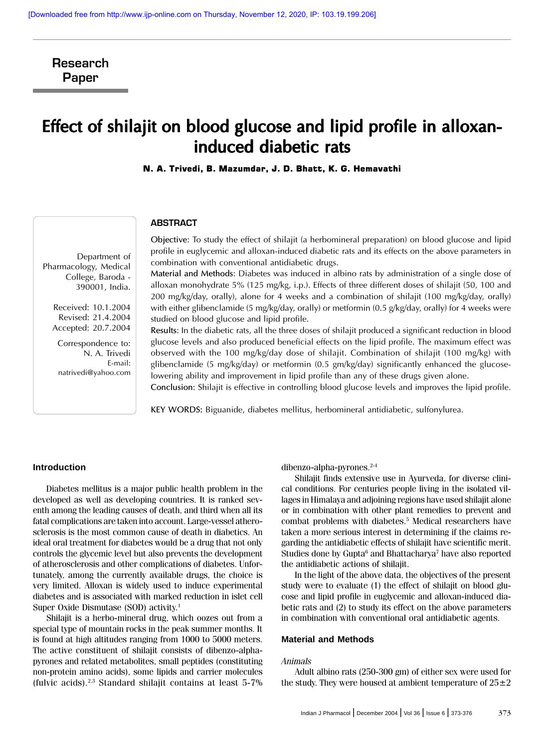Research Paper

# Effect of shilajit on blood glucose and lipid profile in alloxan-induced diabetic rats

**N. A. Trivedi, B. Mazumdar, J. D. Bhatt, K. G. Hemavathi**

Department of Pharmacology, Medical College, Baroda - 390001, India.

Received: 10.1.2004
Revised: 21.4.2004
Accepted: 20.7.2004

Correspondence to: N. A. Trivedi
E-mail: natrivedi@yahoo.com

## ABSTRACT

Objective: To study the effect of shilajit (a herbomineral preparation) on blood glucose and lipid profile in euglycemic and alloxan-induced diabetic rats and its effects on the above parameters in combination with conventional antidiabetic drugs.

Material and Methods: Diabetes was induced in albino rats by administration of a single dose of alloxan monohydrate 5% (125 mg/kg, i.p.). Effects of three different doses of shilajit (50, 100 and 200 mg/kg/day, orally), alone for 4 weeks and a combination of shilajit (100 mg/kg/day, orally) with either glibenclamide (5 mg/kg/day, orally) or metformin (0.5 g/kg/day, orally) for 4 weeks were studied on blood glucose and lipid profile.

Results: In the diabetic rats, all the three doses of shilajit produced a significant reduction in blood glucose levels and also produced beneficial effects on the lipid profile. The maximum effect was observed with the 100 mg/kg/day dose of shilajit. Combination of shilajit (100 mg/kg) with glibenclamide (5 mg/kg/day) or metformin (0.5 gm/kg/day) significantly enhanced the glucose-lowering ability and improvement in lipid profile than any of these drugs given alone.

Conclusion: Shilajit is effective in controlling blood glucose levels and improves the lipid profile.

KEY WORDS: Biguanide, diabetes mellitus, herbomineral antidiabetic, sulfonylurea.

## Introduction

Diabetes mellitus is a major public health problem in the developed as well as developing countries. It is ranked seventh among the leading causes of death, and third when all its fatal complications are taken into account. Large-vessel atherosclerosis is the most common cause of death in diabetics. An ideal oral treatment for diabetes would be a drug that not only controls the glycemic level but also prevents the development of atherosclerosis and other complications of diabetes. Unfortunately, among the currently available drugs, the choice is very limited. Alloxan is widely used to induce experimental diabetes and is associated with marked reduction in islet cell Super Oxide Dismutase (SOD) activity.[1]

Shilajit is a herbo-mineral drug, which oozes out from a special type of mountain rocks in the peak summer months. It is found at high altitudes ranging from 1000 to 5000 meters. The active constituent of shilajit consists of dibenzo-alpha-pyrones and related metabolites, small peptides (constituting non-protein amino acids), some lipids and carrier molecules (fulvic acids).[2,3] Standard shilajit contains at least 5-7% dibenzo-alpha-pyrones.[2-4]

Shilajit finds extensive use in Ayurveda, for diverse clinical conditions. For centuries people living in the isolated villages in Himalaya and adjoining regions have used shilajit alone or in combination with other plant remedies to prevent and combat problems with diabetes.[5] Medical researchers have taken a more serious interest in determining if the claims regarding the antidiabetic effects of shilajit have scientific merit. Studies done by Gupta[6] and Bhattacharya[7] have also reported the antidiabetic actions of shilajit.

In the light of the above data, the objectives of the present study were to evaluate (1) the effect of shilajit on blood glucose and lipid profile in euglycemic and alloxan-induced diabetic rats and (2) to study its effect on the above parameters in combination with conventional oral antidiabetic agents.

## Material and Methods

*Animals*

Adult albino rats (250-300 gm) of either sex were used for the study. They were housed at ambient temperature of 25±2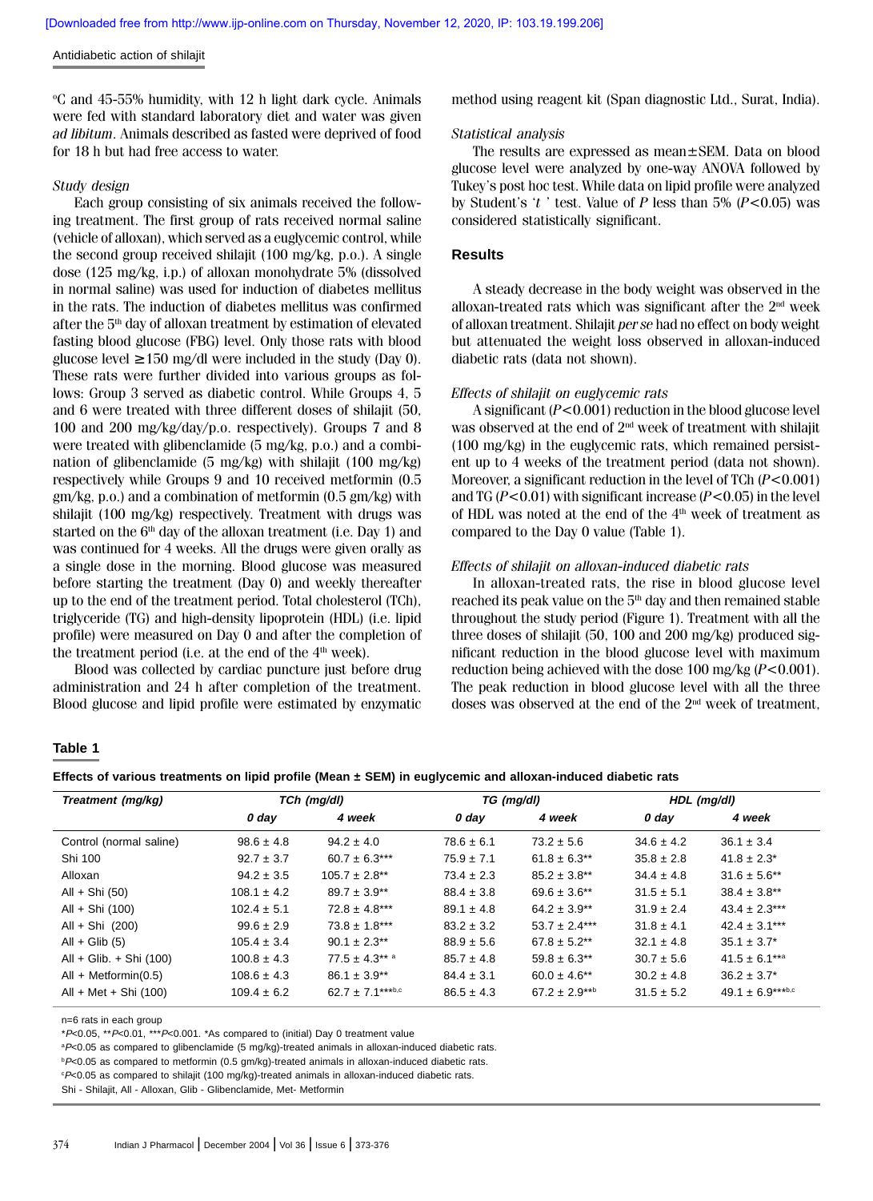°C and 45-55% humidity, with 12 h light dark cycle. Animals were fed with standard laboratory diet and water was given *ad libitum*. Animals described as fasted were deprived of food for 18 h but had free access to water.

### *Study design*

Each group consisting of six animals received the following treatment. The first group of rats received normal saline (vehicle of alloxan), which served as a euglycemic control, while the second group received shilajit (100 mg/kg, p.o.). A single dose (125 mg/kg, i.p.) of alloxan monohydrate 5% (dissolved in normal saline) was used for induction of diabetes mellitus in the rats. The induction of diabetes mellitus was confirmed after the 5[th] day of alloxan treatment by estimation of elevated fasting blood glucose (FBG) level. Only those rats with blood glucose level ≥150 mg/dl were included in the study (Day 0). These rats were further divided into various groups as follows: Group 3 served as diabetic control. While Groups 4, 5 and 6 were treated with three different doses of shilajit (50, 100 and 200 mg/kg/day/p.o. respectively). Groups 7 and 8 were treated with glibenclamide (5 mg/kg, p.o.) and a combination of glibenclamide (5 mg/kg) with shilajit (100 mg/kg) respectively while Groups 9 and 10 received metformin (0.5 gm/kg, p.o.) and a combination of metformin (0.5 gm/kg) with shilajit (100 mg/kg) respectively. Treatment with drugs was started on the 6[th] day of the alloxan treatment (i.e. Day 1) and was continued for 4 weeks. All the drugs were given orally as a single dose in the morning. Blood glucose was measured before starting the treatment (Day 0) and weekly thereafter up to the end of the treatment period. Total cholesterol (TCh), triglyceride (TG) and high-density lipoprotein (HDL) (i.e. lipid profile) were measured on Day 0 and after the completion of the treatment period (i.e. at the end of the 4[th] week).

Blood was collected by cardiac puncture just before drug administration and 24 h after completion of the treatment. Blood glucose and lipid profile were estimated by enzymatic method using reagent kit (Span diagnostic Ltd., Surat, India).

### *Statistical analysis*

The results are expressed as mean±SEM. Data on blood glucose level were analyzed by one-way ANOVA followed by Tukey's post hoc test. While data on lipid profile were analyzed by Student's '*t*' test. Value of *P* less than 5% ($P<0.05$) was considered statistically significant.

## Results

A steady decrease in the body weight was observed in the alloxan-treated rats which was significant after the 2[nd] week of alloxan treatment. Shilajit *per se* had no effect on body weight but attenuated the weight loss observed in alloxan-induced diabetic rats (data not shown).

### *Effects of shilajit on euglycemic rats*

A significant ($P<0.001$) reduction in the blood glucose level was observed at the end of 2[nd] week of treatment with shilajit (100 mg/kg) in the euglycemic rats, which remained persistent up to 4 weeks of the treatment period (data not shown). Moreover, a significant reduction in the level of TCh ($P<0.001$) and TG ($P<0.01$) with significant increase ($P<0.05$) in the level of HDL was noted at the end of the 4[th] week of treatment as compared to the Day 0 value (Table 1).

### *Effects of shilajit on alloxan-induced diabetic rats*

In alloxan-treated rats, the rise in blood glucose level reached its peak value on the 5[th] day and then remained stable throughout the study period (Figure 1). Treatment with all the three doses of shilajit (50, 100 and 200 mg/kg) produced significant reduction in the blood glucose level with maximum reduction being achieved with the dose 100 mg/kg ($P<0.001$). The peak reduction in blood glucose level with all the three doses was observed at the end of the 2[nd] week of treatment,

**Table 1**

**Effects of various treatments on lipid profile (Mean ± SEM) in euglycemic and alloxan-induced diabetic rats**

| Treatment (mg/kg) | TCh (mg/dl) | | TG (mg/dl) | | HDL (mg/dl) | |
|---|---|---|---|---|---|---|
| | 0 day | 4 week | 0 day | 4 week | 0 day | 4 week |
| Control (normal saline) | 98.6 ± 4.8 | 94.2 ± 4.0 | 78.6 ± 6.1 | 73.2 ± 5.6 | 34.6 ± 4.2 | 36.1 ± 3.4 |
| Shi 100 | 92.7 ± 3.7 | 60.7 ± 6.3*** | 75.9 ± 7.1 | 61.8 ± 6.3** | 35.8 ± 2.8 | 41.8 ± 2.3* |
| Alloxan | 94.2 ± 3.5 | 105.7 ± 2.8** | 73.4 ± 2.3 | 85.2 ± 3.8** | 34.4 ± 4.8 | 31.6 ± 5.6** |
| All + Shi (50) | 108.1 ± 4.2 | 89.7 ± 3.9** | 88.4 ± 3.8 | 69.6 ± 3.6** | 31.5 ± 5.1 | 38.4 ± 3.8** |
| All + Shi (100) | 102.4 ± 5.1 | 72.8 ± 4.8*** | 89.1 ± 4.8 | 64.2 ± 3.9** | 31.9 ± 2.4 | 43.4 ± 2.3*** |
| All + Shi (200) | 99.6 ± 2.9 | 73.8 ± 1.8*** | 83.2 ± 3.2 | 53.7 ± 2.4*** | 31.8 ± 4.1 | 42.4 ± 3.1*** |
| All + Glib (5) | 105.4 ± 3.4 | 90.1 ± 2.3** | 88.9 ± 5.6 | 67.8 ± 5.2** | 32.1 ± 4.8 | 35.1 ± 3.7* |
| All + Glib. + Shi (100) | 100.8 ± 4.3 | 77.5 ± 4.3** a | 85.7 ± 4.8 | 59.8 ± 6.3** | 30.7 ± 5.6 | 41.5 ± 6.1**a |
| All + Metformin(0.5) | 108.6 ± 4.3 | 86.1 ± 3.9** | 84.4 ± 3.1 | 60.0 ± 4.6** | 30.2 ± 4.8 | 36.2 ± 3.7* |
| All + Met + Shi (100) | 109.4 ± 6.2 | 62.7 ± 7.1***b,c | 86.5 ± 4.3 | 67.2 ± 2.9**b | 31.5 ± 5.2 | 49.1 ± 6.9***b,c |

n=6 rats in each group

*$P<0.05$, **$P<0.01$, ***$P<0.001$. *As compared to (initial) Day 0 treatment value

[a]$P<0.05$ as compared to glibenclamide (5 mg/kg)-treated animals in alloxan-induced diabetic rats.

[b]$P<0.05$ as compared to metformin (0.5 gm/kg)-treated animals in alloxan-induced diabetic rats.

[c]$P<0.05$ as compared to shilajit (100 mg/kg)-treated animals in alloxan-induced diabetic rats.

Shi - Shilajit, All - Alloxan, Glib - Glibenclamide, Met- Metformin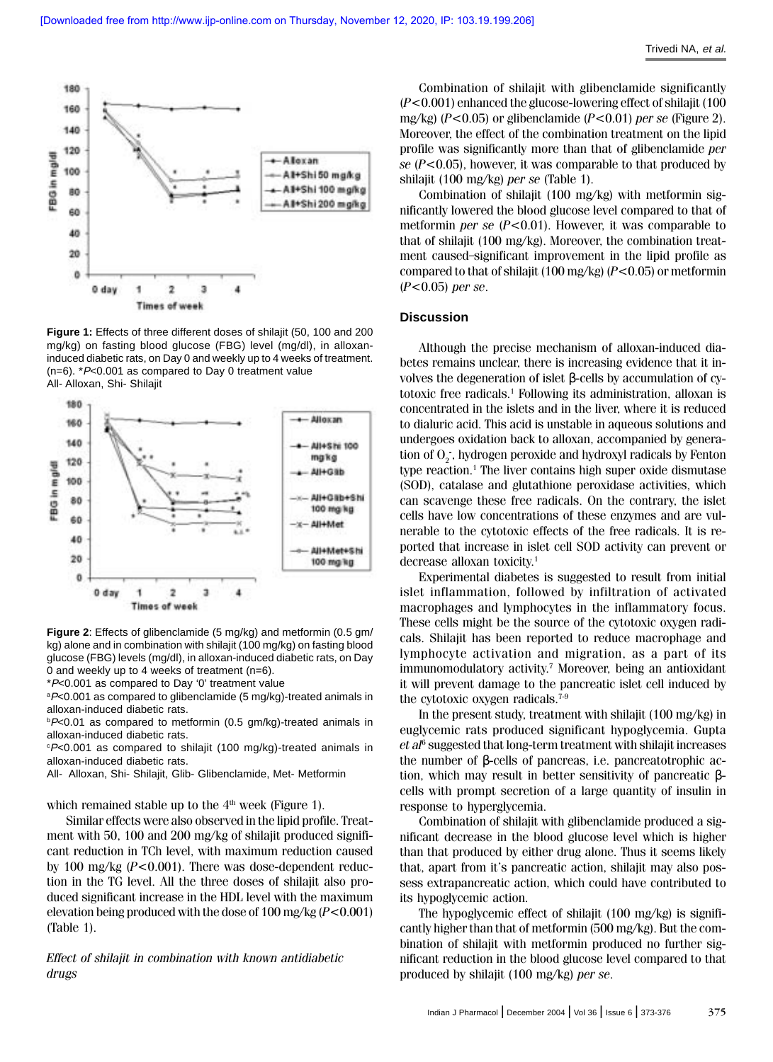Figure 1: Effects of three different doses of shilajit (50, 100 and 200 mg/kg) on fasting blood glucose (FBG) level (mg/dl), in alloxan-induced diabetic rats, on Day 0 and weekly up to 4 weeks of treatment. (n=6). *$P<0.001$ as compared to Day 0 treatment value
All- Alloxan, Shi- Shilajit

**Figure 2**: Effects of glibenclamide (5 mg/kg) and metformin (0.5 gm/kg) alone and in combination with shilajit (100 mg/kg) on fasting blood glucose (FBG) levels (mg/dl), in alloxan-induced diabetic rats, on Day 0 and weekly up to 4 weeks of treatment (n=6).
*$P<0.001$ as compared to Day '0' treatment value
[a]$P<0.001$ as compared to glibenclamide (5 mg/kg)-treated animals in alloxan-induced diabetic rats.
[b]$P<0.01$ as compared to metformin (0.5 gm/kg)-treated animals in alloxan-induced diabetic rats.
[c]$P<0.001$ as compared to shilajit (100 mg/kg)-treated animals in alloxan-induced diabetic rats.
All- Alloxan, Shi- Shilajit, Glib- Glibenclamide, Met- Metformin

which remained stable up to the 4[th] week (Figure 1).

Similar effects were also observed in the lipid profile. Treatment with 50, 100 and 200 mg/kg of shilajit produced significant reduction in TCh level, with maximum reduction caused by 100 mg/kg ($P<0.001$). There was dose-dependent reduction in the TG level. All the three doses of shilajit also produced significant increase in the HDL level with the maximum elevation being produced with the dose of 100 mg/kg ($P<0.001$) (Table 1).

*Effect of shilajit in combination with known antidiabetic drugs*

Combination of shilajit with glibenclamide significantly ($P<0.001$) enhanced the glucose-lowering effect of shilajit (100 mg/kg) ($P<0.05$) or glibenclamide ($P<0.01$) *per se* (Figure 2). Moreover, the effect of the combination treatment on the lipid profile was significantly more than that of glibenclamide *per se* ($P<0.05$), however, it was comparable to that produced by shilajit (100 mg/kg) *per se* (Table 1).

Combination of shilajit (100 mg/kg) with metformin significantly lowered the blood glucose level compared to that of metformin *per se* ($P<0.01$). However, it was comparable to that of shilajit (100 mg/kg). Moreover, the combination treatment caused–significant improvement in the lipid profile as compared to that of shilajit (100 mg/kg) ($P<0.05$) or metformin ($P<0.05$) *per se*.

## Discussion

Although the precise mechanism of alloxan-induced diabetes remains unclear, there is increasing evidence that it involves the degeneration of islet β-cells by accumulation of cytotoxic free radicals.[1] Following its administration, alloxan is concentrated in the islets and in the liver, where it is reduced to dialuric acid. This acid is unstable in aqueous solutions and undergoes oxidation back to alloxan, accompanied by generation of $O_2^-$, hydrogen peroxide and hydroxyl radicals by Fenton type reaction.[1] The liver contains high super oxide dismutase (SOD), catalase and glutathione peroxidase activities, which can scavenge these free radicals. On the contrary, the islet cells have low concentrations of these enzymes and are vulnerable to the cytotoxic effects of the free radicals. It is reported that increase in islet cell SOD activity can prevent or decrease alloxan toxicity.[1]

Experimental diabetes is suggested to result from initial islet inflammation, followed by infiltration of activated macrophages and lymphocytes in the inflammatory focus. These cells might be the source of the cytotoxic oxygen radicals. Shilajit has been reported to reduce macrophage and lymphocyte activation and migration, as a part of its immunomodulatory activity.[7] Moreover, being an antioxidant it will prevent damage to the pancreatic islet cell induced by the cytotoxic oxygen radicals.[7-9]

In the present study, treatment with shilajit (100 mg/kg) in euglycemic rats produced significant hypoglycemia. Gupta *et al*[6] suggested that long-term treatment with shilajit increases the number of β-cells of pancreas, i.e. pancreatotrophic action, which may result in better sensitivity of pancreatic β-cells with prompt secretion of a large quantity of insulin in response to hyperglycemia.

Combination of shilajit with glibenclamide produced a significant decrease in the blood glucose level which is higher than that produced by either drug alone. Thus it seems likely that, apart from it's pancreatic action, shilajit may also possess extrapancreatic action, which could have contributed to its hypoglycemic action.

The hypoglycemic effect of shilajit (100 mg/kg) is significantly higher than that of metformin (500 mg/kg). But the combination of shilajit with metformin produced no further significant reduction in the blood glucose level compared to that produced by shilajit (100 mg/kg) *per se*.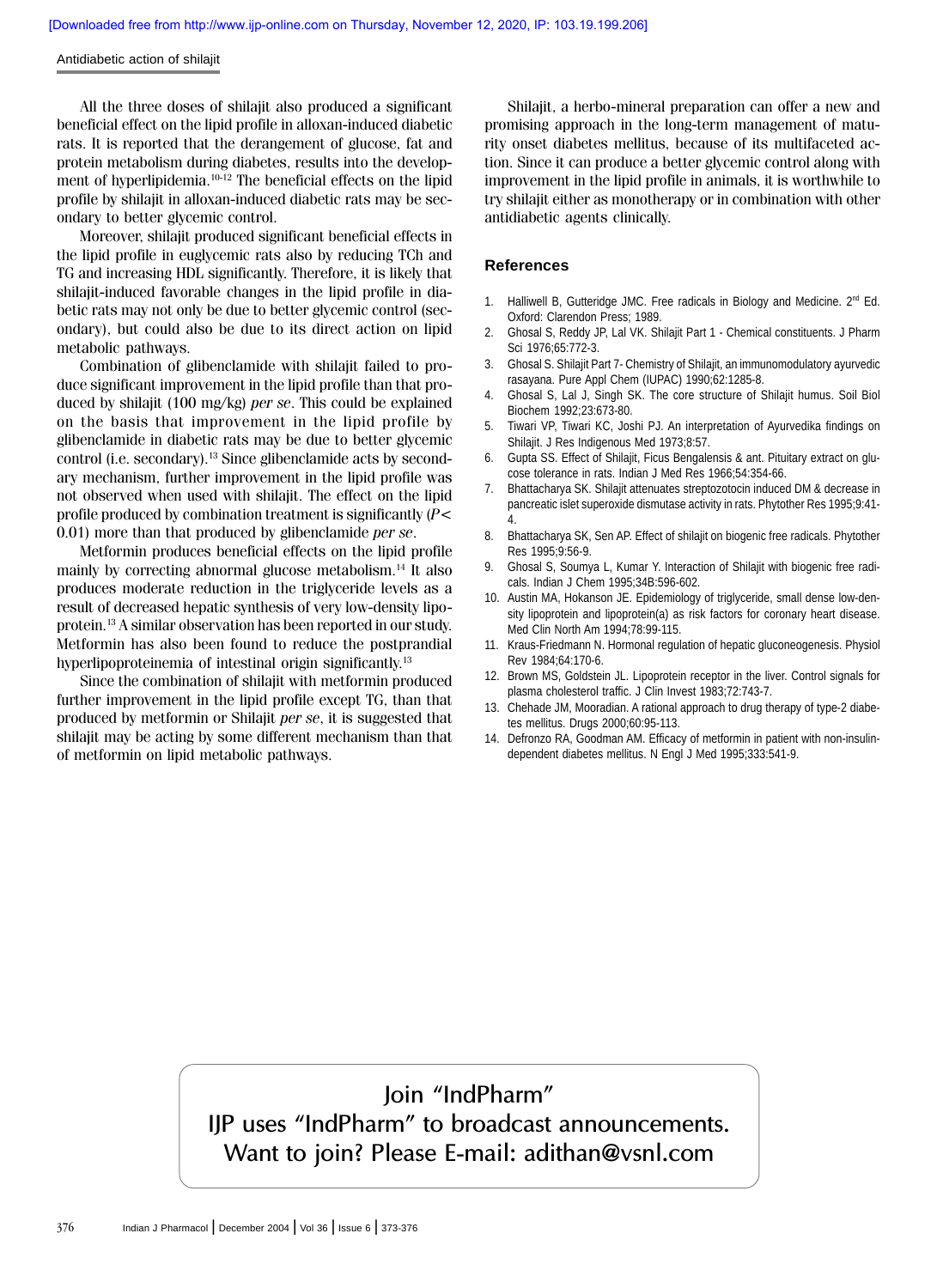All the three doses of shilajit also produced a significant beneficial effect on the lipid profile in alloxan-induced diabetic rats. It is reported that the derangement of glucose, fat and protein metabolism during diabetes, results into the development of hyperlipidemia.[10-12] The beneficial effects on the lipid profile by shilajit in alloxan-induced diabetic rats may be secondary to better glycemic control.

Moreover, shilajit produced significant beneficial effects in the lipid profile in euglycemic rats also by reducing TCh and TG and increasing HDL significantly. Therefore, it is likely that shilajit-induced favorable changes in the lipid profile in diabetic rats may not only be due to better glycemic control (secondary), but could also be due to its direct action on lipid metabolic pathways.

Combination of glibenclamide with shilajit failed to produce significant improvement in the lipid profile than that produced by shilajit (100 mg/kg) *per se*. This could be explained on the basis that improvement in the lipid profile by glibenclamide in diabetic rats may be due to better glycemic control (i.e. secondary).[13] Since glibenclamide acts by secondary mechanism, further improvement in the lipid profile was not observed when used with shilajit. The effect on the lipid profile produced by combination treatment is significantly ($P <$ 0.01) more than that produced by glibenclamide *per se*.

Metformin produces beneficial effects on the lipid profile mainly by correcting abnormal glucose metabolism.[14] It also produces moderate reduction in the triglyceride levels as a result of decreased hepatic synthesis of very low-density lipoprotein.[13] A similar observation has been reported in our study. Metformin has also been found to reduce the postprandial hyperlipoproteinemia of intestinal origin significantly.[13]

Since the combination of shilajit with metformin produced further improvement in the lipid profile except TG, than that produced by metformin or Shilajit *per se*, it is suggested that shilajit may be acting by some different mechanism than that of metformin on lipid metabolic pathways.

Shilajit, a herbo-mineral preparation can offer a new and promising approach in the long-term management of maturity onset diabetes mellitus, because of its multifaceted action. Since it can produce a better glycemic control along with improvement in the lipid profile in animals, it is worthwhile to try shilajit either as monotherapy or in combination with other antidiabetic agents clinically.

## References

1. Halliwell B, Gutteridge JMC. Free radicals in Biology and Medicine. 2nd Ed. Oxford: Clarendon Press; 1989.
2. Ghosal S, Reddy JP, Lal VK. Shilajit Part 1 - Chemical constituents. J Pharm Sci 1976;65:772-3.
3. Ghosal S. Shilajit Part 7- Chemistry of Shilajit, an immunomodulatory ayurvedic rasayana. Pure Appl Chem (IUPAC) 1990;62:1285-8.
4. Ghosal S, Lal J, Singh SK. The core structure of Shilajit humus. Soil Biol Biochem 1992;23:673-80.
5. Tiwari VP, Tiwari KC, Joshi PJ. An interpretation of Ayurvedika findings on Shilajit. J Res Indigenous Med 1973;8:57.
6. Gupta SS. Effect of Shilajit, Ficus Bengalensis & ant. Pituitary extract on glucose tolerance in rats. Indian J Med Res 1966;54:354-66.
7. Bhattacharya SK. Shilajit attenuates streptozotocin induced DM & decrease in pancreatic islet superoxide dismutase activity in rats. Phytother Res 1995;9:41-4.
8. Bhattacharya SK, Sen AP. Effect of shilajit on biogenic free radicals. Phytother Res 1995;9:56-9.
9. Ghosal S, Soumya L, Kumar Y. Interaction of Shilajit with biogenic free radicals. Indian J Chem 1995;34B:596-602.
10. Austin MA, Hokanson JE. Epidemiology of triglyceride, small dense low-density lipoprotein and lipoprotein(a) as risk factors for coronary heart disease. Med Clin North Am 1994;78:99-115.
11. Kraus-Friedmann N. Hormonal regulation of hepatic gluconeogenesis. Physiol Rev 1984;64:170-6.
12. Brown MS, Goldstein JL. Lipoprotein receptor in the liver. Control signals for plasma cholesterol traffic. J Clin Invest 1983;72:743-7.
13. Chehade JM, Mooradian. A rational approach to drug therapy of type-2 diabetes mellitus. Drugs 2000;60:95-113.
14. Defronzo RA, Goodman AM. Efficacy of metformin in patient with non-insulin-dependent diabetes mellitus. N Engl J Med 1995;333:541-9.

Join "IndPharm"
IJP uses "IndPharm" to broadcast announcements.
Want to join? Please E-mail: adithan@vsnl.com